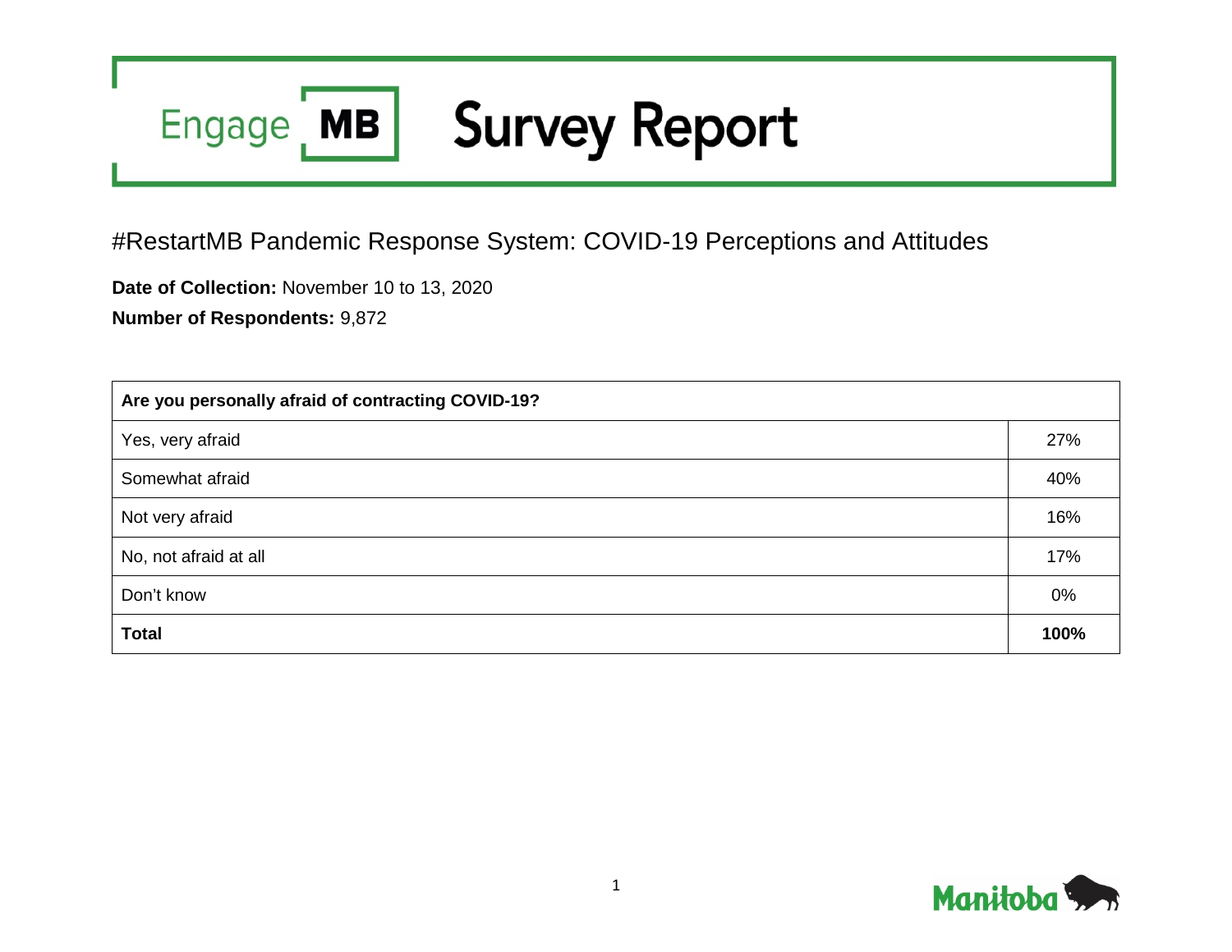# Engage MB Survey Report

## #RestartMB Pandemic Response System: COVID-19 Perceptions and Attitudes

**Date of Collection:** November 10 to 13, 2020

**Number of Respondents:** 9,872

| **Are you personally afraid of contracting COVID-19?** | |
|---|---|
| Yes, very afraid | 27% |
| Somewhat afraid | 40% |
| Not very afraid | 16% |
| No, not afraid at all | 17% |
| Don't know | 0% |
| **Total** | **100%** |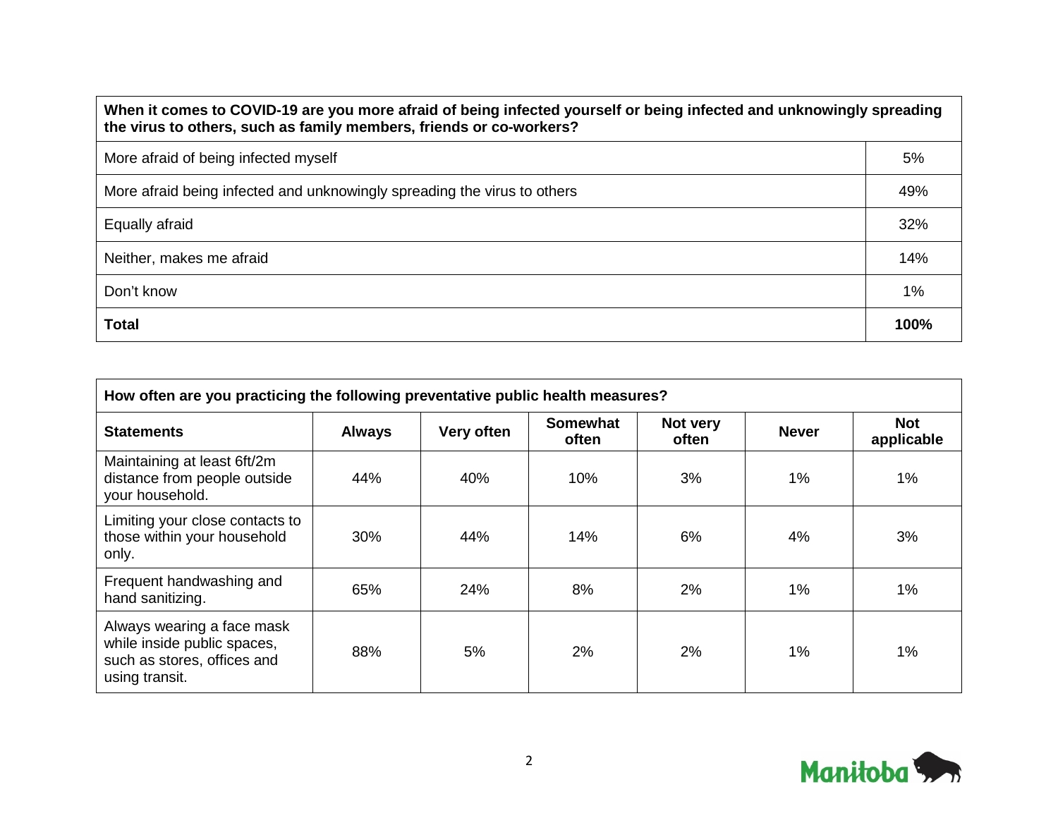| When it comes to COVID-19 are you more afraid of being infected yourself or being infected and unknowingly spreading the virus to others, such as family members, friends or co-workers? | |
|---|---|
| More afraid of being infected myself | 5% |
| More afraid being infected and unknowingly spreading the virus to others | 49% |
| Equally afraid | 32% |
| Neither, makes me afraid | 14% |
| Don't know | 1% |
| **Total** | **100%** |

| How often are you practicing the following preventative public health measures? | | | | | | |
|---|---|---|---|---|---|---|
| **Statements** | **Always** | **Very often** | **Somewhat often** | **Not very often** | **Never** | **Not applicable** |
| Maintaining at least 6ft/2m distance from people outside your household. | 44% | 40% | 10% | 3% | 1% | 1% |
| Limiting your close contacts to those within your household only. | 30% | 44% | 14% | 6% | 4% | 3% |
| Frequent handwashing and hand sanitizing. | 65% | 24% | 8% | 2% | 1% | 1% |
| Always wearing a face mask while inside public spaces, such as stores, offices and using transit. | 88% | 5% | 2% | 2% | 1% | 1% |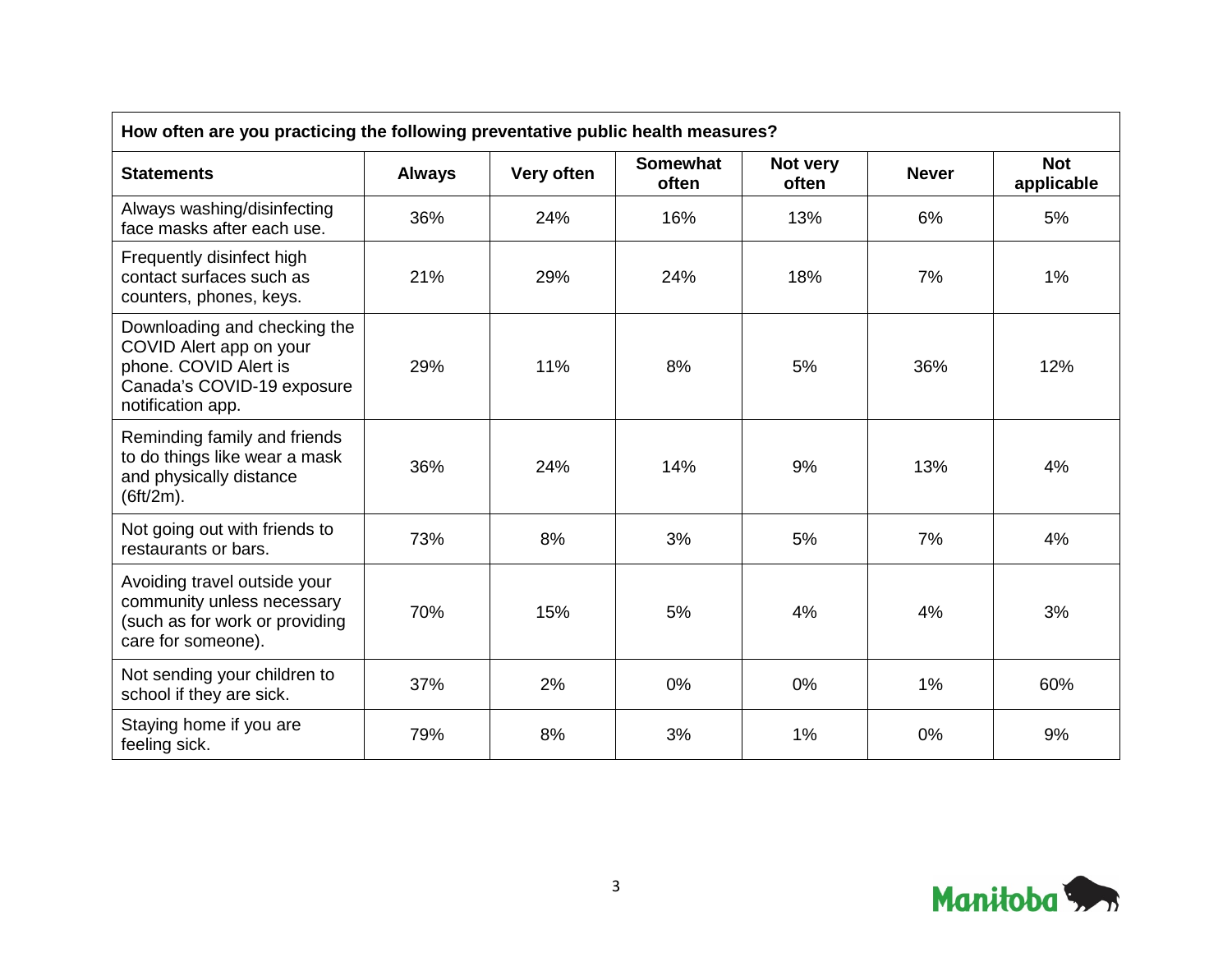| How often are you practicing the following preventative public health measures? | | | | | | |
|---|---|---|---|---|---|---|
| **Statements** | **Always** | **Very often** | **Somewhat often** | **Not very often** | **Never** | **Not applicable** |
| Always washing/disinfecting face masks after each use. | 36% | 24% | 16% | 13% | 6% | 5% |
| Frequently disinfect high contact surfaces such as counters, phones, keys. | 21% | 29% | 24% | 18% | 7% | 1% |
| Downloading and checking the COVID Alert app on your phone. COVID Alert is Canada's COVID-19 exposure notification app. | 29% | 11% | 8% | 5% | 36% | 12% |
| Reminding family and friends to do things like wear a mask and physically distance (6ft/2m). | 36% | 24% | 14% | 9% | 13% | 4% |
| Not going out with friends to restaurants or bars. | 73% | 8% | 3% | 5% | 7% | 4% |
| Avoiding travel outside your community unless necessary (such as for work or providing care for someone). | 70% | 15% | 5% | 4% | 4% | 3% |
| Not sending your children to school if they are sick. | 37% | 2% | 0% | 0% | 1% | 60% |
| Staying home if you are feeling sick. | 79% | 8% | 3% | 1% | 0% | 9% |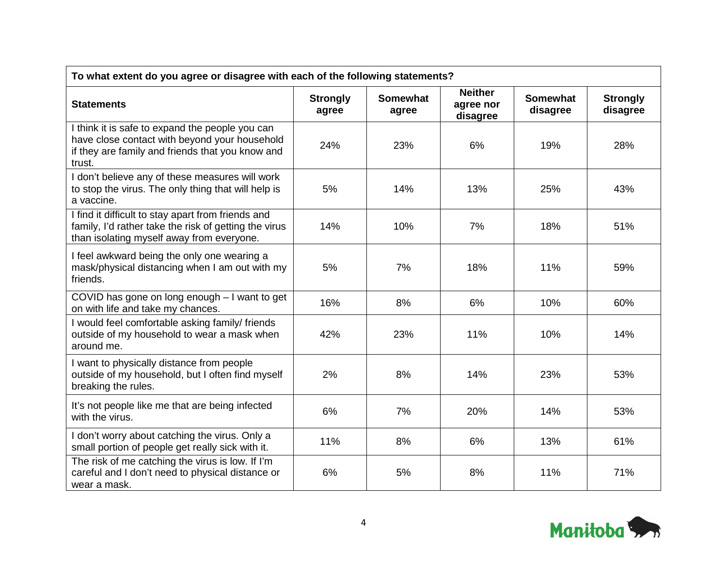| To what extent do you agree or disagree with each of the following statements? | | | | | |
|---|---|---|---|---|---|
| **Statements** | **Strongly agree** | **Somewhat agree** | **Neither agree nor disagree** | **Somewhat disagree** | **Strongly disagree** |
| I think it is safe to expand the people you can have close contact with beyond your household if they are family and friends that you know and trust. | 24% | 23% | 6% | 19% | 28% |
| I don't believe any of these measures will work to stop the virus. The only thing that will help is a vaccine. | 5% | 14% | 13% | 25% | 43% |
| I find it difficult to stay apart from friends and family, I'd rather take the risk of getting the virus than isolating myself away from everyone. | 14% | 10% | 7% | 18% | 51% |
| I feel awkward being the only one wearing a mask/physical distancing when I am out with my friends. | 5% | 7% | 18% | 11% | 59% |
| COVID has gone on long enough – I want to get on with life and take my chances. | 16% | 8% | 6% | 10% | 60% |
| I would feel comfortable asking family/ friends outside of my household to wear a mask when around me. | 42% | 23% | 11% | 10% | 14% |
| I want to physically distance from people outside of my household, but I often find myself breaking the rules. | 2% | 8% | 14% | 23% | 53% |
| It's not people like me that are being infected with the virus. | 6% | 7% | 20% | 14% | 53% |
| I don't worry about catching the virus. Only a small portion of people get really sick with it. | 11% | 8% | 6% | 13% | 61% |
| The risk of me catching the virus is low. If I'm careful and I don't need to physical distance or wear a mask. | 6% | 5% | 8% | 11% | 71% |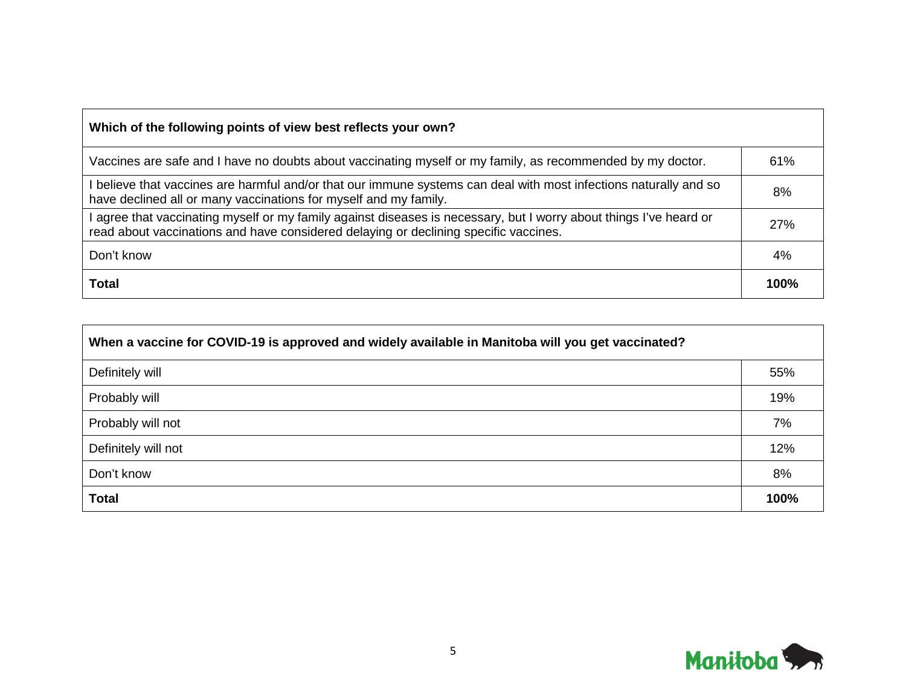| Which of the following points of view best reflects your own? | |
|---|---|
| Vaccines are safe and I have no doubts about vaccinating myself or my family, as recommended by my doctor. | 61% |
| I believe that vaccines are harmful and/or that our immune systems can deal with most infections naturally and so have declined all or many vaccinations for myself and my family. | 8% |
| I agree that vaccinating myself or my family against diseases is necessary, but I worry about things I've heard or read about vaccinations and have considered delaying or declining specific vaccines. | 27% |
| Don't know | 4% |
| **Total** | **100%** |

| When a vaccine for COVID-19 is approved and widely available in Manitoba will you get vaccinated? | |
|---|---|
| Definitely will | 55% |
| Probably will | 19% |
| Probably will not | 7% |
| Definitely will not | 12% |
| Don't know | 8% |
| **Total** | **100%** |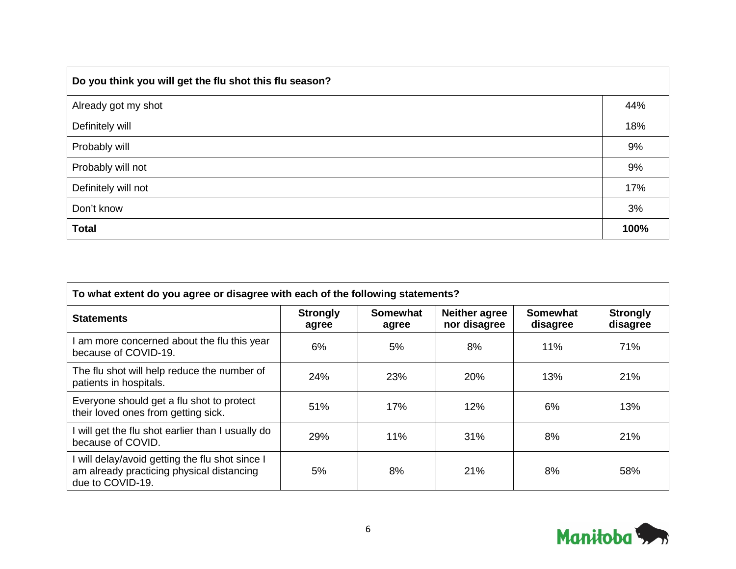| Do you think you will get the flu shot this flu season? | |
|---|---|
| Already got my shot | 44% |
| Definitely will | 18% |
| Probably will | 9% |
| Probably will not | 9% |
| Definitely will not | 17% |
| Don't know | 3% |
| **Total** | **100%** |

| To what extent do you agree or disagree with each of the following statements? | | | | | |
|---|---|---|---|---|---|
| **Statements** | **Strongly agree** | **Somewhat agree** | **Neither agree nor disagree** | **Somewhat disagree** | **Strongly disagree** |
| I am more concerned about the flu this year because of COVID-19. | 6% | 5% | 8% | 11% | 71% |
| The flu shot will help reduce the number of patients in hospitals. | 24% | 23% | 20% | 13% | 21% |
| Everyone should get a flu shot to protect their loved ones from getting sick. | 51% | 17% | 12% | 6% | 13% |
| I will get the flu shot earlier than I usually do because of COVID. | 29% | 11% | 31% | 8% | 21% |
| I will delay/avoid getting the flu shot since I am already practicing physical distancing due to COVID-19. | 5% | 8% | 21% | 8% | 58% |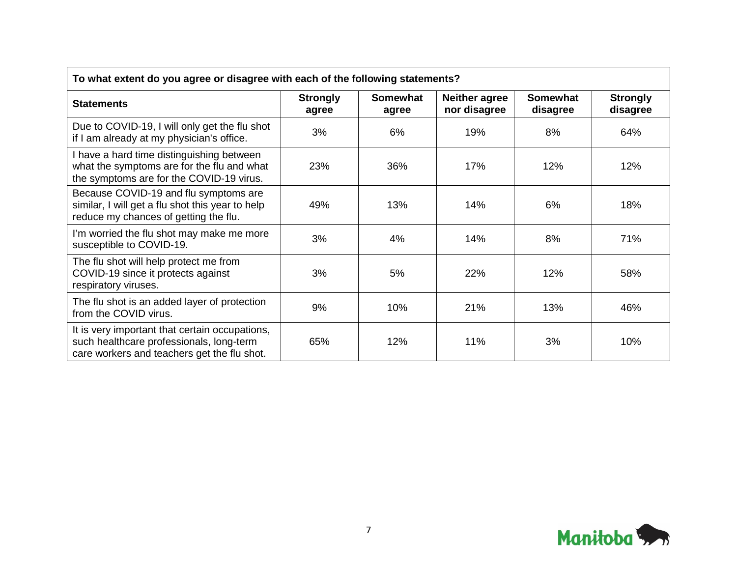| To what extent do you agree or disagree with each of the following statements? | | | | | |
|---|---|---|---|---|---|
| **Statements** | **Strongly agree** | **Somewhat agree** | **Neither agree nor disagree** | **Somewhat disagree** | **Strongly disagree** |
| Due to COVID-19, I will only get the flu shot if I am already at my physician's office. | 3% | 6% | 19% | 8% | 64% |
| I have a hard time distinguishing between what the symptoms are for the flu and what the symptoms are for the COVID-19 virus. | 23% | 36% | 17% | 12% | 12% |
| Because COVID-19 and flu symptoms are similar, I will get a flu shot this year to help reduce my chances of getting the flu. | 49% | 13% | 14% | 6% | 18% |
| I'm worried the flu shot may make me more susceptible to COVID-19. | 3% | 4% | 14% | 8% | 71% |
| The flu shot will help protect me from COVID-19 since it protects against respiratory viruses. | 3% | 5% | 22% | 12% | 58% |
| The flu shot is an added layer of protection from the COVID virus. | 9% | 10% | 21% | 13% | 46% |
| It is very important that certain occupations, such healthcare professionals, long-term care workers and teachers get the flu shot. | 65% | 12% | 11% | 3% | 10% |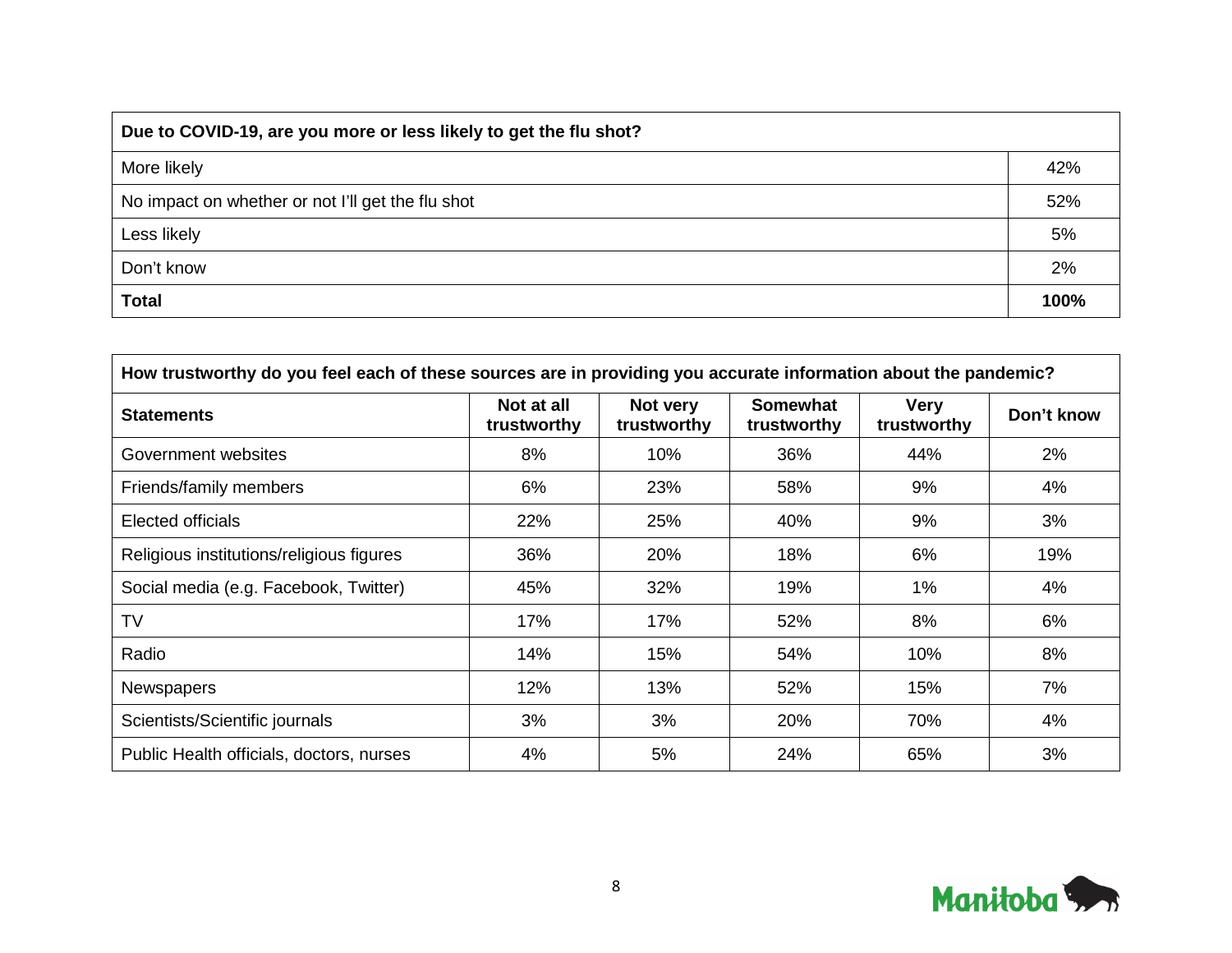| Due to COVID-19, are you more or less likely to get the flu shot? | |
|---|---|
| More likely | 42% |
| No impact on whether or not I'll get the flu shot | 52% |
| Less likely | 5% |
| Don't know | 2% |
| **Total** | **100%** |

| How trustworthy do you feel each of these sources are in providing you accurate information about the pandemic? | | | | | |
|---|---|---|---|---|---|
| **Statements** | **Not at all trustworthy** | **Not very trustworthy** | **Somewhat trustworthy** | **Very trustworthy** | **Don't know** |
| Government websites | 8% | 10% | 36% | 44% | 2% |
| Friends/family members | 6% | 23% | 58% | 9% | 4% |
| Elected officials | 22% | 25% | 40% | 9% | 3% |
| Religious institutions/religious figures | 36% | 20% | 18% | 6% | 19% |
| Social media (e.g. Facebook, Twitter) | 45% | 32% | 19% | 1% | 4% |
| TV | 17% | 17% | 52% | 8% | 6% |
| Radio | 14% | 15% | 54% | 10% | 8% |
| Newspapers | 12% | 13% | 52% | 15% | 7% |
| Scientists/Scientific journals | 3% | 3% | 20% | 70% | 4% |
| Public Health officials, doctors, nurses | 4% | 5% | 24% | 65% | 3% |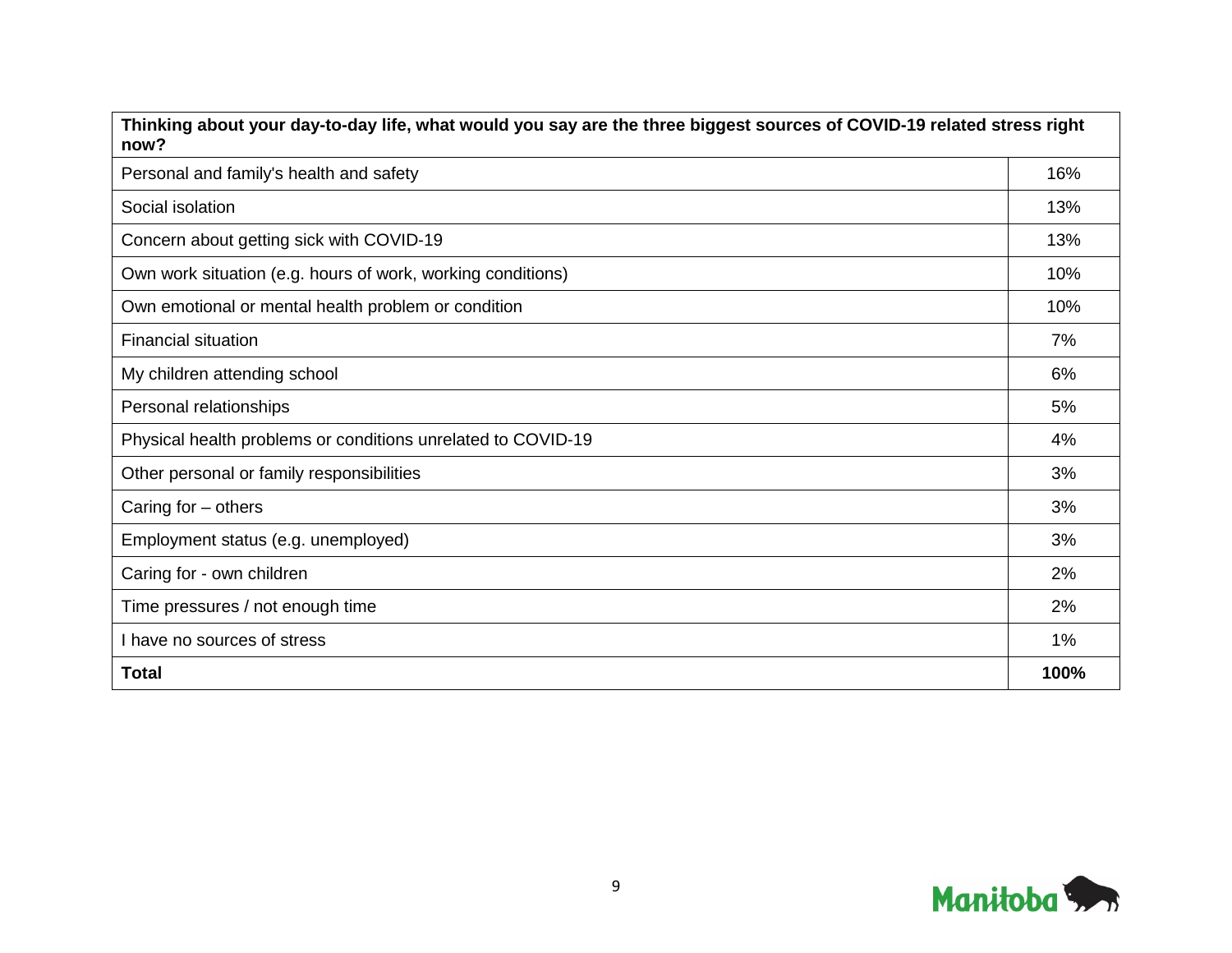| Thinking about your day-to-day life, what would you say are the three biggest sources of COVID-19 related stress right now? | |
|---|---|
| Personal and family's health and safety | 16% |
| Social isolation | 13% |
| Concern about getting sick with COVID-19 | 13% |
| Own work situation (e.g. hours of work, working conditions) | 10% |
| Own emotional or mental health problem or condition | 10% |
| Financial situation | 7% |
| My children attending school | 6% |
| Personal relationships | 5% |
| Physical health problems or conditions unrelated to COVID-19 | 4% |
| Other personal or family responsibilities | 3% |
| Caring for – others | 3% |
| Employment status (e.g. unemployed) | 3% |
| Caring for - own children | 2% |
| Time pressures / not enough time | 2% |
| I have no sources of stress | 1% |
| **Total** | **100%** |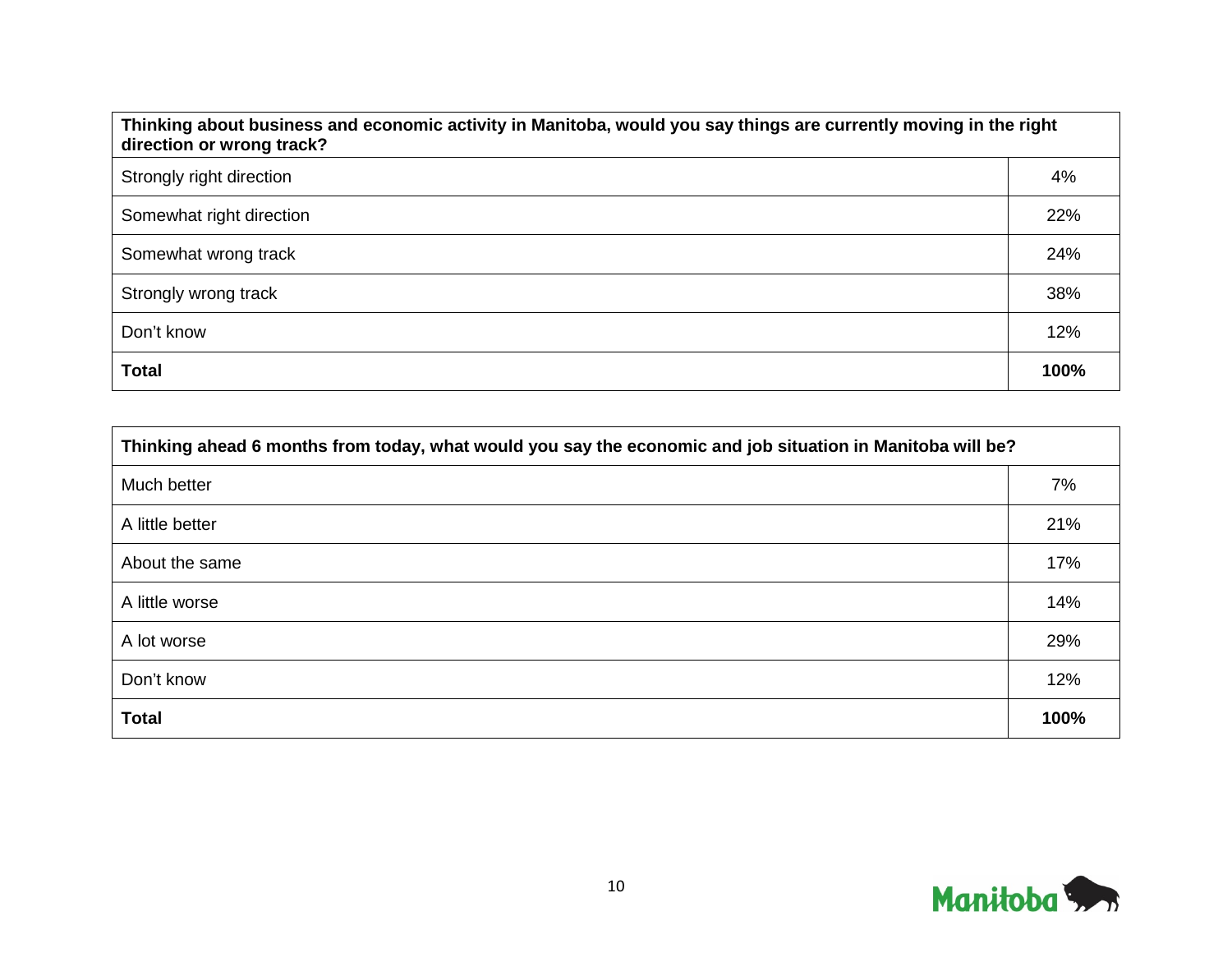| Thinking about business and economic activity in Manitoba, would you say things are currently moving in the right direction or wrong track? | |
|---|---|
| Strongly right direction | 4% |
| Somewhat right direction | 22% |
| Somewhat wrong track | 24% |
| Strongly wrong track | 38% |
| Don't know | 12% |
| **Total** | **100%** |

| Thinking ahead 6 months from today, what would you say the economic and job situation in Manitoba will be? | |
|---|---|
| Much better | 7% |
| A little better | 21% |
| About the same | 17% |
| A little worse | 14% |
| A lot worse | 29% |
| Don't know | 12% |
| **Total** | **100%** |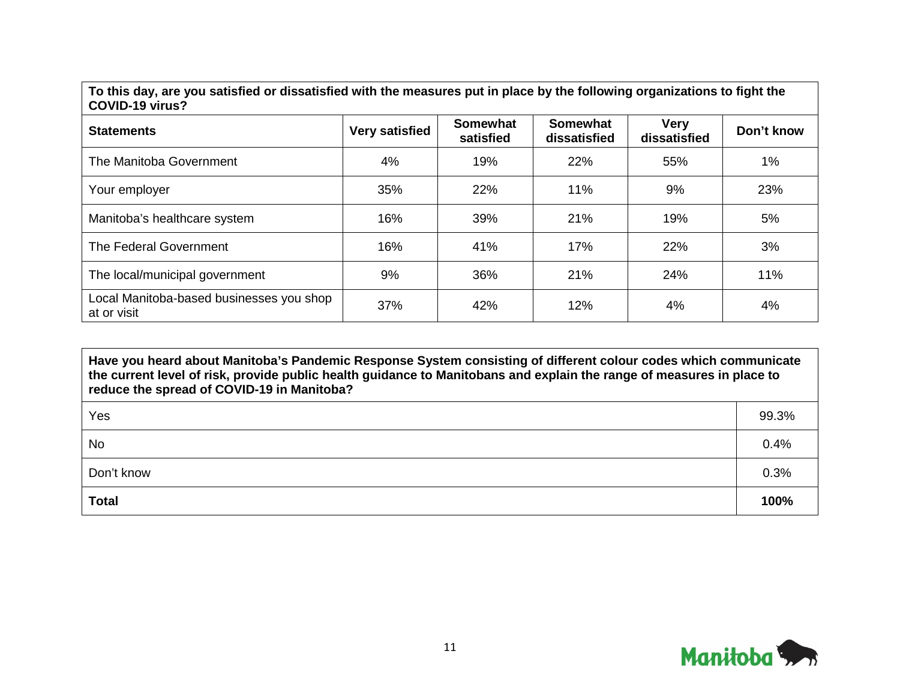| To this day, are you satisfied or dissatisfied with the measures put in place by the following organizations to fight the COVID-19 virus? | | | | | |
|---|---|---|---|---|---|
| **Statements** | **Very satisfied** | **Somewhat satisfied** | **Somewhat dissatisfied** | **Very dissatisfied** | **Don't know** |
| The Manitoba Government | 4% | 19% | 22% | 55% | 1% |
| Your employer | 35% | 22% | 11% | 9% | 23% |
| Manitoba's healthcare system | 16% | 39% | 21% | 19% | 5% |
| The Federal Government | 16% | 41% | 17% | 22% | 3% |
| The local/municipal government | 9% | 36% | 21% | 24% | 11% |
| Local Manitoba-based businesses you shop at or visit | 37% | 42% | 12% | 4% | 4% |

| Have you heard about Manitoba's Pandemic Response System consisting of different colour codes which communicate the current level of risk, provide public health guidance to Manitobans and explain the range of measures in place to reduce the spread of COVID-19 in Manitoba? | |
|---|---|
| Yes | 99.3% |
| No | 0.4% |
| Don't know | 0.3% |
| **Total** | **100%** |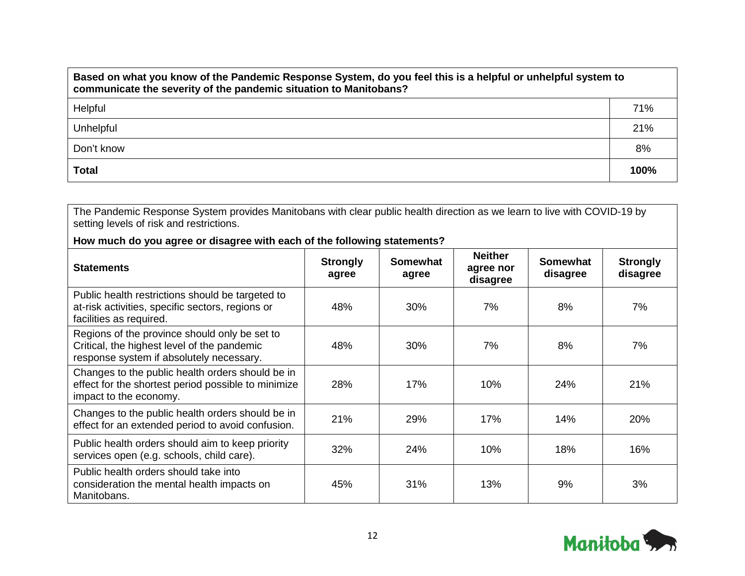| Based on what you know of the Pandemic Response System, do you feel this is a helpful or unhelpful system to communicate the severity of the pandemic situation to Manitobans? | |
|---|---|
| Helpful | 71% |
| Unhelpful | 21% |
| Don't know | 8% |
| **Total** | **100%** |

The Pandemic Response System provides Manitobans with clear public health direction as we learn to live with COVID-19 by setting levels of risk and restrictions.

**How much do you agree or disagree with each of the following statements?**

| Statements | Strongly agree | Somewhat agree | Neither agree nor disagree | Somewhat disagree | Strongly disagree |
|---|---|---|---|---|---|
| Public health restrictions should be targeted to at-risk activities, specific sectors, regions or facilities as required. | 48% | 30% | 7% | 8% | 7% |
| Regions of the province should only be set to Critical, the highest level of the pandemic response system if absolutely necessary. | 48% | 30% | 7% | 8% | 7% |
| Changes to the public health orders should be in effect for the shortest period possible to minimize impact to the economy. | 28% | 17% | 10% | 24% | 21% |
| Changes to the public health orders should be in effect for an extended period to avoid confusion. | 21% | 29% | 17% | 14% | 20% |
| Public health orders should aim to keep priority services open (e.g. schools, child care). | 32% | 24% | 10% | 18% | 16% |
| Public health orders should take into consideration the mental health impacts on Manitobans. | 45% | 31% | 13% | 9% | 3% |